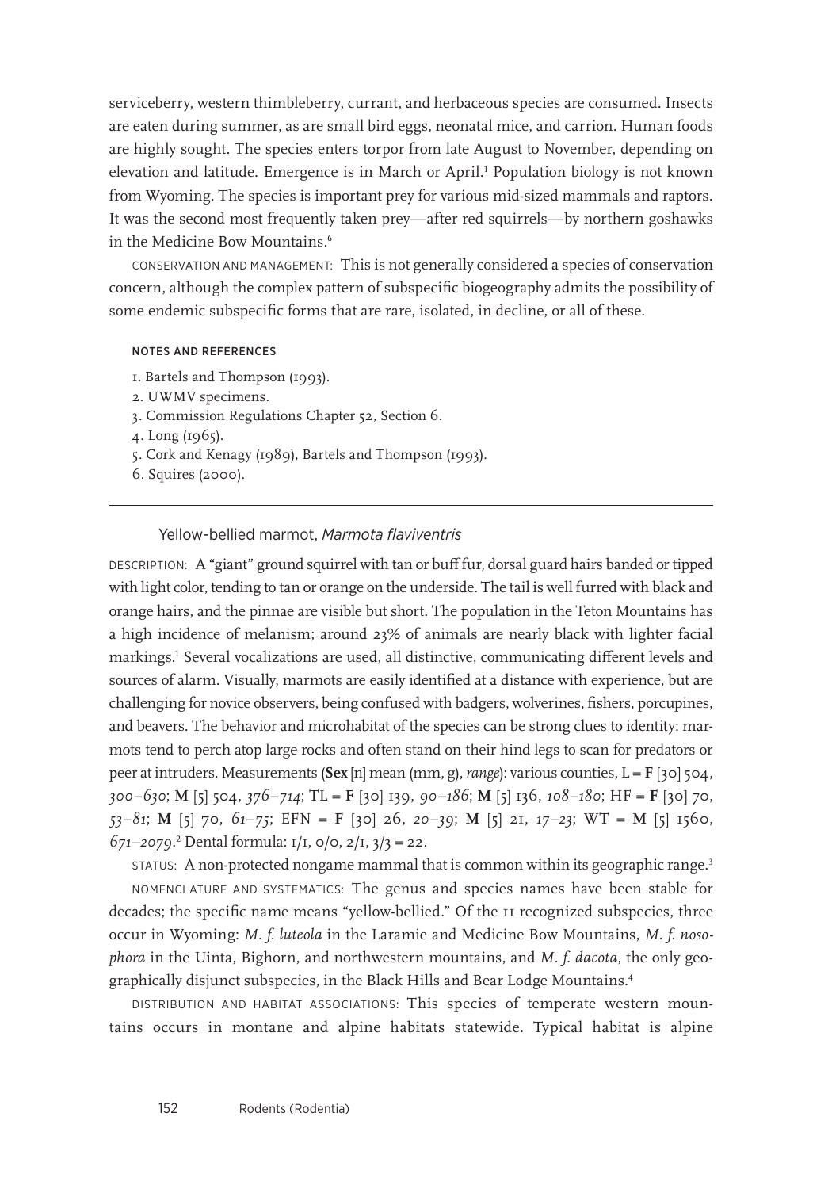serviceberry, western thimbleberry, currant, and herbaceous species are consumed. Insects are eaten during summer, as are small bird eggs, neonatal mice, and carrion. Human foods are highly sought. The species enters torpor from late August to November, depending on elevation and latitude. Emergence is in March or April.[1] Population biology is not known from Wyoming. The species is important prey for various mid-sized mammals and raptors. It was the second most frequently taken prey—after red squirrels—by northern goshawks in the Medicine Bow Mountains.[6]

CONSERVATION AND MANAGEMENT: This is not generally considered a species of conservation concern, although the complex pattern of subspecific biogeography admits the possibility of some endemic subspecific forms that are rare, isolated, in decline, or all of these.

#### NOTES AND REFERENCES

1. Bartels and Thompson (1993).
2. UWMV specimens.
3. Commission Regulations Chapter 52, Section 6.
4. Long (1965).
5. Cork and Kenagy (1989), Bartels and Thompson (1993).
6. Squires (2000).

---

## Yellow-bellied marmot, *Marmota flaviventris*

DESCRIPTION: A "giant" ground squirrel with tan or buff fur, dorsal guard hairs banded or tipped with light color, tending to tan or orange on the underside. The tail is well furred with black and orange hairs, and the pinnae are visible but short. The population in the Teton Mountains has a high incidence of melanism; around 23% of animals are nearly black with lighter facial markings.[1] Several vocalizations are used, all distinctive, communicating different levels and sources of alarm. Visually, marmots are easily identified at a distance with experience, but are challenging for novice observers, being confused with badgers, wolverines, fishers, porcupines, and beavers. The behavior and microhabitat of the species can be strong clues to identity: marmots tend to perch atop large rocks and often stand on their hind legs to scan for predators or peer at intruders. Measurements (**Sex** [n] mean (mm, g), *range*): various counties, L = **F** [30] 504, *300–630*; **M** [5] 504, *376–714*; TL = **F** [30] 139, *90–186*; **M** [5] 136, *108–180*; HF = **F** [30] 70, *53–81*; **M** [5] 70, *61–75*; EFN = **F** [30] 26, *20–39*; **M** [5] 21, *17–23*; WT = **M** [5] 1560, *671–2079*.[2] Dental formula: 1/1, 0/0, 2/1, 3/3 = 22.

STATUS: A non-protected nongame mammal that is common within its geographic range.[3]

NOMENCLATURE AND SYSTEMATICS: The genus and species names have been stable for decades; the specific name means "yellow-bellied." Of the 11 recognized subspecies, three occur in Wyoming: *M. f. luteola* in the Laramie and Medicine Bow Mountains, *M. f. nosophora* in the Uinta, Bighorn, and northwestern mountains, and *M. f. dacota*, the only geographically disjunct subspecies, in the Black Hills and Bear Lodge Mountains.[4]

DISTRIBUTION AND HABITAT ASSOCIATIONS: This species of temperate western mountains occurs in montane and alpine habitats statewide. Typical habitat is alpine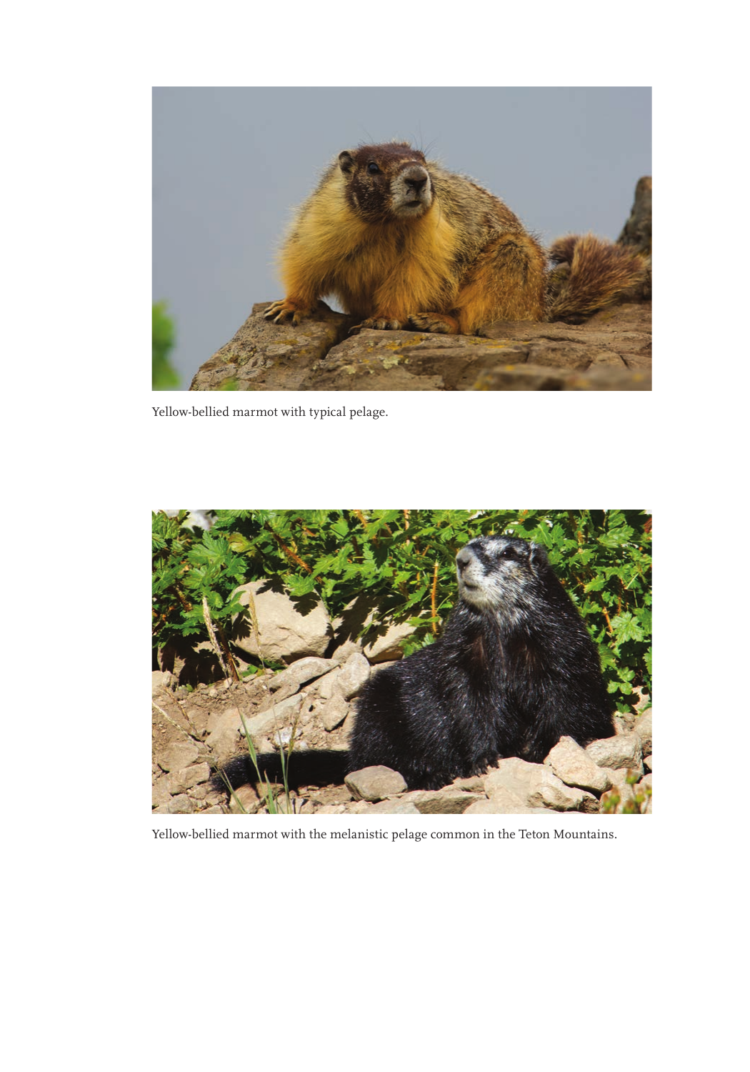Yellow-bellied marmot with typical pelage.

Yellow-bellied marmot with the melanistic pelage common in the Teton Mountains.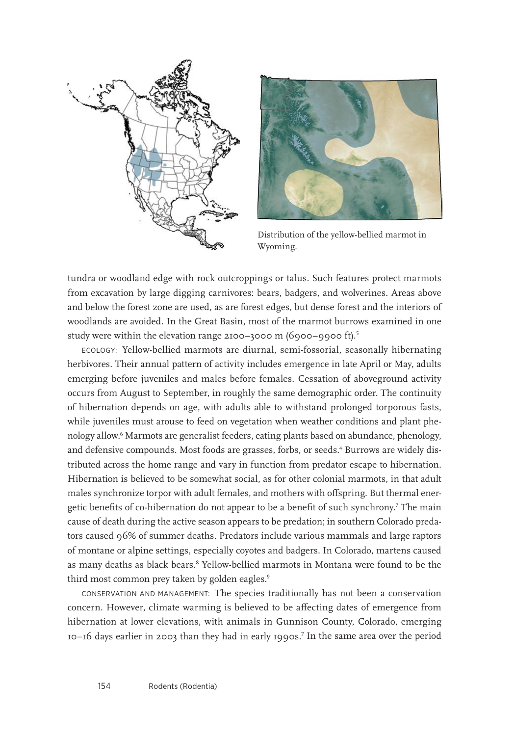Distribution of the yellow-bellied marmot in Wyoming.

tundra or woodland edge with rock outcroppings or talus. Such features protect marmots from excavation by large digging carnivores: bears, badgers, and wolverines. Areas above and below the forest zone are used, as are forest edges, but dense forest and the interiors of woodlands are avoided. In the Great Basin, most of the marmot burrows examined in one study were within the elevation range 2100–3000 m (6900–9900 ft).[5]

ECOLOGY: Yellow-bellied marmots are diurnal, semi-fossorial, seasonally hibernating herbivores. Their annual pattern of activity includes emergence in late April or May, adults emerging before juveniles and males before females. Cessation of aboveground activity occurs from August to September, in roughly the same demographic order. The continuity of hibernation depends on age, with adults able to withstand prolonged torporous fasts, while juveniles must arouse to feed on vegetation when weather conditions and plant phenology allow.[6] Marmots are generalist feeders, eating plants based on abundance, phenology, and defensive compounds. Most foods are grasses, forbs, or seeds.[4] Burrows are widely distributed across the home range and vary in function from predator escape to hibernation. Hibernation is believed to be somewhat social, as for other colonial marmots, in that adult males synchronize torpor with adult females, and mothers with offspring. But thermal energetic benefits of co-hibernation do not appear to be a benefit of such synchrony.[7] The main cause of death during the active season appears to be predation; in southern Colorado predators caused 96% of summer deaths. Predators include various mammals and large raptors of montane or alpine settings, especially coyotes and badgers. In Colorado, martens caused as many deaths as black bears.[8] Yellow-bellied marmots in Montana were found to be the third most common prey taken by golden eagles.[9]

CONSERVATION AND MANAGEMENT: The species traditionally has not been a conservation concern. However, climate warming is believed to be affecting dates of emergence from hibernation at lower elevations, with animals in Gunnison County, Colorado, emerging 10–16 days earlier in 2003 than they had in early 1990s.[7] In the same area over the period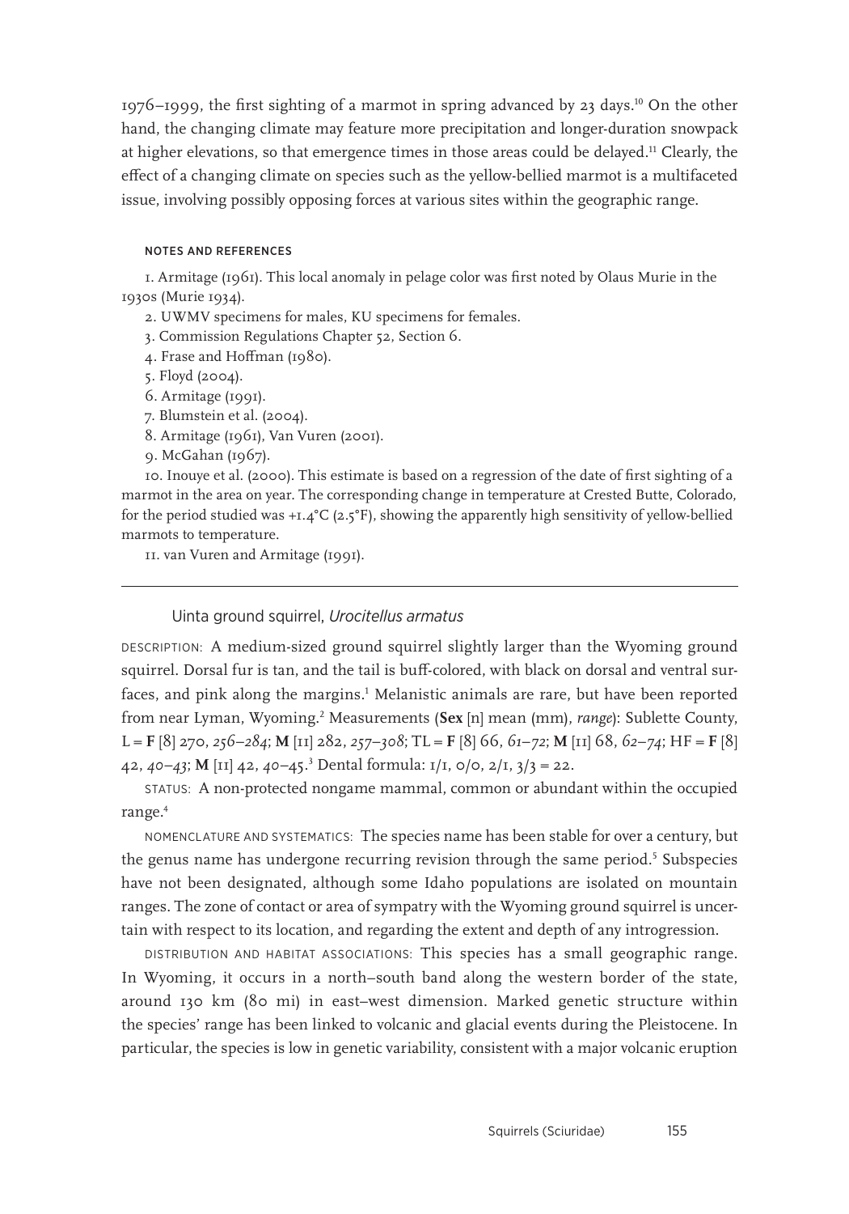1976–1999, the first sighting of a marmot in spring advanced by 23 days.[10] On the other hand, the changing climate may feature more precipitation and longer-duration snowpack at higher elevations, so that emergence times in those areas could be delayed.[11] Clearly, the effect of a changing climate on species such as the yellow-bellied marmot is a multifaceted issue, involving possibly opposing forces at various sites within the geographic range.

#### NOTES AND REFERENCES

1. Armitage (1961). This local anomaly in pelage color was first noted by Olaus Murie in the 1930s (Murie 1934).
2. UWMV specimens for males, KU specimens for females.
3. Commission Regulations Chapter 52, Section 6.
4. Frase and Hoffman (1980).
5. Floyd (2004).
6. Armitage (1991).
7. Blumstein et al. (2004).
8. Armitage (1961), Van Vuren (2001).
9. McGahan (1967).
10. Inouye et al. (2000). This estimate is based on a regression of the date of first sighting of a marmot in the area on year. The corresponding change in temperature at Crested Butte, Colorado, for the period studied was +1.4°C (2.5°F), showing the apparently high sensitivity of yellow-bellied marmots to temperature.
11. van Vuren and Armitage (1991).

---

### Uinta ground squirrel, *Urocitellus armatus*

DESCRIPTION: A medium-sized ground squirrel slightly larger than the Wyoming ground squirrel. Dorsal fur is tan, and the tail is buff-colored, with black on dorsal and ventral surfaces, and pink along the margins.[1] Melanistic animals are rare, but have been reported from near Lyman, Wyoming.[2] Measurements (**Sex** [n] mean (mm), *range*): Sublette County, L = **F** [8] 270, *256–284*; **M** [11] 282, *257–308*; TL = **F** [8] 66, *61–72*; **M** [11] 68, *62–74*; HF = **F** [8] 42, *40–43*; **M** [11] 42, *40–45*.[3] Dental formula: 1/1, 0/0, 2/1, 3/3 = 22.

STATUS: A non-protected nongame mammal, common or abundant within the occupied range.[4]

NOMENCLATURE AND SYSTEMATICS: The species name has been stable for over a century, but the genus name has undergone recurring revision through the same period.[5] Subspecies have not been designated, although some Idaho populations are isolated on mountain ranges. The zone of contact or area of sympatry with the Wyoming ground squirrel is uncertain with respect to its location, and regarding the extent and depth of any introgression.

DISTRIBUTION AND HABITAT ASSOCIATIONS: This species has a small geographic range. In Wyoming, it occurs in a north–south band along the western border of the state, around 130 km (80 mi) in east–west dimension. Marked genetic structure within the species' range has been linked to volcanic and glacial events during the Pleistocene. In particular, the species is low in genetic variability, consistent with a major volcanic eruption